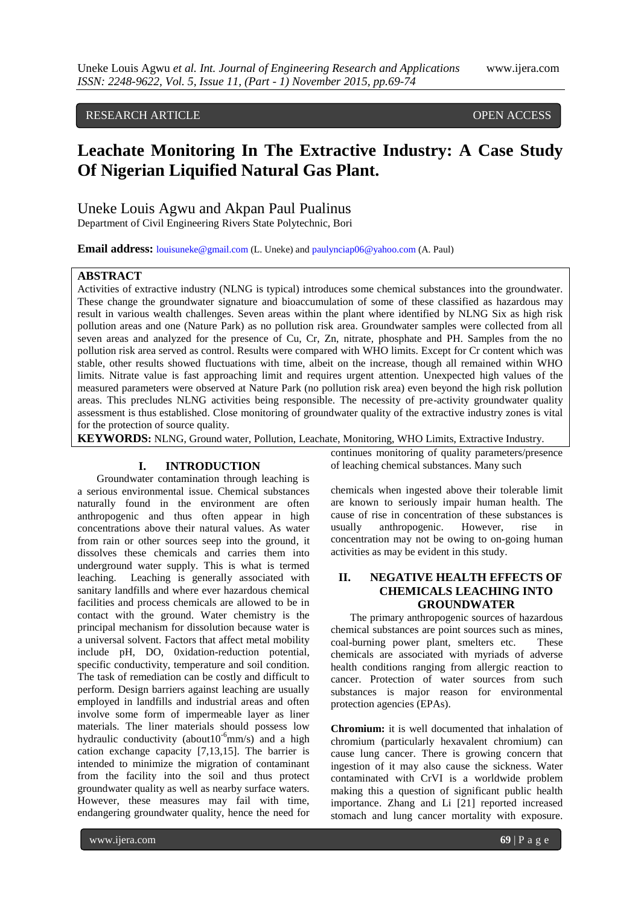RESEARCH ARTICLE OPEN ACCESS

# Leachate Monitoring In The Extractive Industry: A Case Study Of Nigerian Liquified Natural Gas Plant.

Uneke Louis Agwu and Akpan Paul Pualinus

Department of Civil Engineering Rivers State Polytechnic, Bori

**Email address:** louisuneke@gmail.com (L. Uneke) and paulynciap06@yahoo.com (A. Paul)

## ABSTRACT

Activities of extractive industry (NLNG is typical) introduces some chemical substances into the groundwater. These change the groundwater signature and bioaccumulation of some of these classified as hazardous may result in various wealth challenges. Seven areas within the plant where identified by NLNG Six as high risk pollution areas and one (Nature Park) as no pollution risk area. Groundwater samples were collected from all seven areas and analyzed for the presence of Cu, Cr, Zn, nitrate, phosphate and PH. Samples from the no pollution risk area served as control. Results were compared with WHO limits. Except for Cr content which was stable, other results showed fluctuations with time, albeit on the increase, though all remained within WHO limits. Nitrate value is fast approaching limit and requires urgent attention. Unexpected high values of the measured parameters were observed at Nature Park (no pollution risk area) even beyond the high risk pollution areas. This precludes NLNG activities being responsible. The necessity of pre-activity groundwater quality assessment is thus established. Close monitoring of groundwater quality of the extractive industry zones is vital for the protection of source quality.

**KEYWORDS:** NLNG, Ground water, Pollution, Leachate, Monitoring, WHO Limits, Extractive Industry.

## I. INTRODUCTION

Groundwater contamination through leaching is a serious environmental issue. Chemical substances naturally found in the environment are often anthropogenic and thus often appear in high concentrations above their natural values. As water from rain or other sources seep into the ground, it dissolves these chemicals and carries them into underground water supply. This is what is termed leaching. Leaching is generally associated with sanitary landfills and where ever hazardous chemical facilities and process chemicals are allowed to be in contact with the ground. Water chemistry is the principal mechanism for dissolution because water is a universal solvent. Factors that affect metal mobility include pH, DO, 0xidation-reduction potential, specific conductivity, temperature and soil condition. The task of remediation can be costly and difficult to perform. Design barriers against leaching are usually employed in landfills and industrial areas and often involve some form of impermeable layer as liner materials. The liner materials should possess low hydraulic conductivity (about$10^{-6}$mm/s) and a high cation exchange capacity [7,13,15]. The barrier is intended to minimize the migration of contaminant from the facility into the soil and thus protect groundwater quality as well as nearby surface waters. However, these measures may fail with time, endangering groundwater quality, hence the need for continues monitoring of quality parameters/presence of leaching chemical substances. Many such

chemicals when ingested above their tolerable limit are known to seriously impair human health. The cause of rise in concentration of these substances is usually anthropogenic. However, rise in concentration may not be owing to on-going human activities as may be evident in this study.

## II. NEGATIVE HEALTH EFFECTS OF CHEMICALS LEACHING INTO GROUNDWATER

The primary anthropogenic sources of hazardous chemical substances are point sources such as mines, coal-burning power plant, smelters etc. These chemicals are associated with myriads of adverse health conditions ranging from allergic reaction to cancer. Protection of water sources from such substances is major reason for environmental protection agencies (EPAs).

**Chromium:** it is well documented that inhalation of chromium (particularly hexavalent chromium) can cause lung cancer. There is growing concern that ingestion of it may also cause the sickness. Water contaminated with CrVI is a worldwide problem making this a question of significant public health importance. Zhang and Li [21] reported increased stomach and lung cancer mortality with exposure.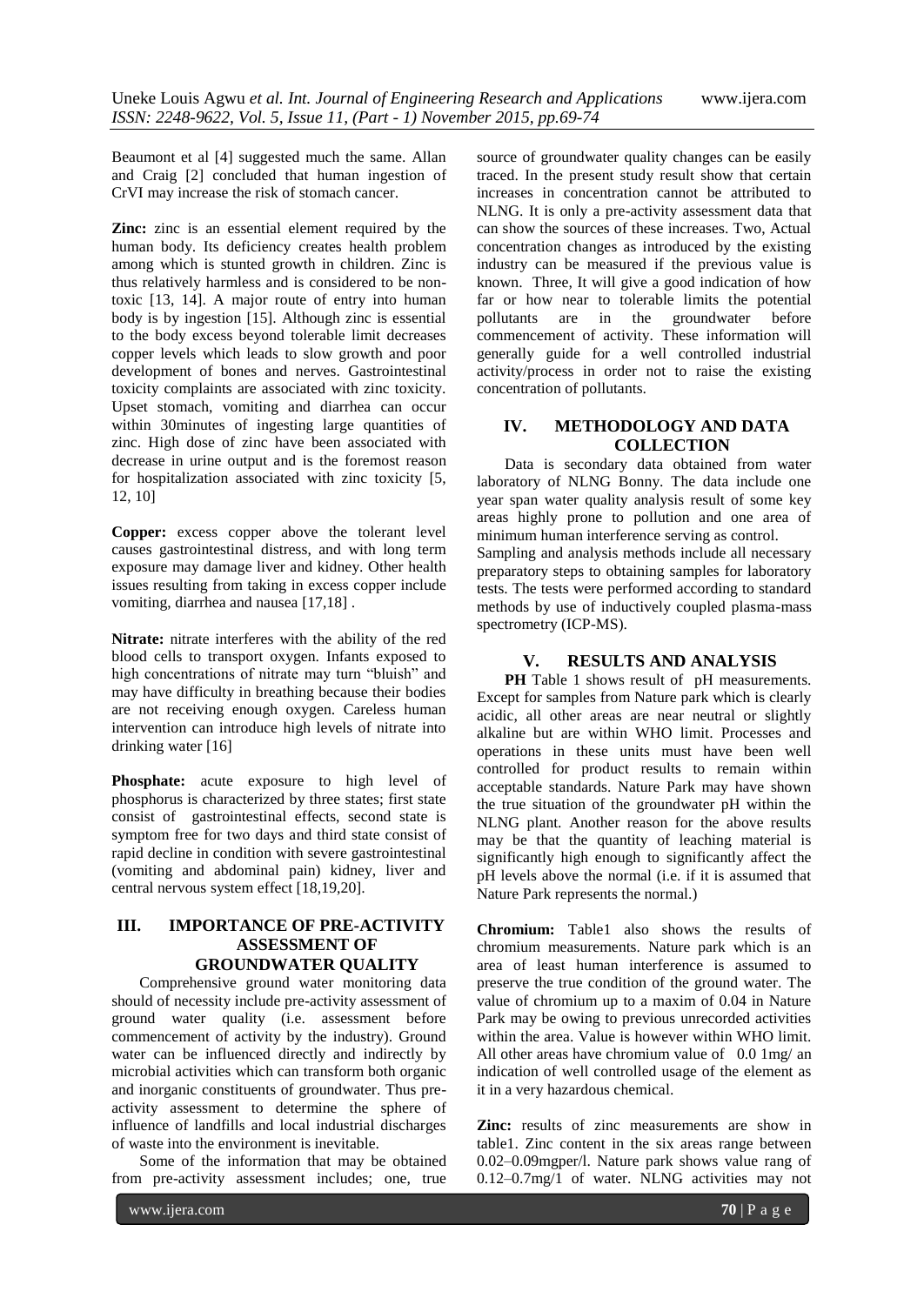Beaumont et al [4] suggested much the same. Allan and Craig [2] concluded that human ingestion of CrVI may increase the risk of stomach cancer.

**Zinc:** zinc is an essential element required by the human body. Its deficiency creates health problem among which is stunted growth in children. Zinc is thus relatively harmless and is considered to be non-toxic [13, 14]. A major route of entry into human body is by ingestion [15]. Although zinc is essential to the body excess beyond tolerable limit decreases copper levels which leads to slow growth and poor development of bones and nerves. Gastrointestinal toxicity complaints are associated with zinc toxicity. Upset stomach, vomiting and diarrhea can occur within 30minutes of ingesting large quantities of zinc. High dose of zinc have been associated with decrease in urine output and is the foremost reason for hospitalization associated with zinc toxicity [5, 12, 10]

**Copper:** excess copper above the tolerant level causes gastrointestinal distress, and with long term exposure may damage liver and kidney. Other health issues resulting from taking in excess copper include vomiting, diarrhea and nausea [17,18] .

**Nitrate:** nitrate interferes with the ability of the red blood cells to transport oxygen. Infants exposed to high concentrations of nitrate may turn "bluish" and may have difficulty in breathing because their bodies are not receiving enough oxygen. Careless human intervention can introduce high levels of nitrate into drinking water [16]

**Phosphate:** acute exposure to high level of phosphorus is characterized by three states; first state consist of gastrointestinal effects, second state is symptom free for two days and third state consist of rapid decline in condition with severe gastrointestinal (vomiting and abdominal pain) kidney, liver and central nervous system effect [18,19,20].

## III. IMPORTANCE OF PRE-ACTIVITY ASSESSMENT OF GROUNDWATER QUALITY

Comprehensive ground water monitoring data should of necessity include pre-activity assessment of ground water quality (i.e. assessment before commencement of activity by the industry). Ground water can be influenced directly and indirectly by microbial activities which can transform both organic and inorganic constituents of groundwater. Thus pre-activity assessment to determine the sphere of influence of landfills and local industrial discharges of waste into the environment is inevitable.

Some of the information that may be obtained from pre-activity assessment includes; one, true source of groundwater quality changes can be easily traced. In the present study result show that certain increases in concentration cannot be attributed to NLNG. It is only a pre-activity assessment data that can show the sources of these increases. Two, Actual concentration changes as introduced by the existing industry can be measured if the previous value is known. Three, It will give a good indication of how far or how near to tolerable limits the potential pollutants are in the groundwater before commencement of activity. These information will generally guide for a well controlled industrial activity/process in order not to raise the existing concentration of pollutants.

## IV. METHODOLOGY AND DATA COLLECTION

Data is secondary data obtained from water laboratory of NLNG Bonny. The data include one year span water quality analysis result of some key areas highly prone to pollution and one area of minimum human interference serving as control.

Sampling and analysis methods include all necessary preparatory steps to obtaining samples for laboratory tests. The tests were performed according to standard methods by use of inductively coupled plasma-mass spectrometry (ICP-MS).

## V. RESULTS AND ANALYSIS

**PH** Table 1 shows result of pH measurements. Except for samples from Nature park which is clearly acidic, all other areas are near neutral or slightly alkaline but are within WHO limit. Processes and operations in these units must have been well controlled for product results to remain within acceptable standards. Nature Park may have shown the true situation of the groundwater pH within the NLNG plant. Another reason for the above results may be that the quantity of leaching material is significantly high enough to significantly affect the pH levels above the normal (i.e. if it is assumed that Nature Park represents the normal.)

**Chromium:** Table1 also shows the results of chromium measurements. Nature park which is an area of least human interference is assumed to preserve the true condition of the ground water. The value of chromium up to a maxim of 0.04 in Nature Park may be owing to previous unrecorded activities within the area. Value is however within WHO limit. All other areas have chromium value of 0.0 1mg/ an indication of well controlled usage of the element as it in a very hazardous chemical.

**Zinc:** results of zinc measurements are show in table1. Zinc content in the six areas range between 0.02–0.09mgper/l. Nature park shows value rang of 0.12–0.7mg/1 of water. NLNG activities may not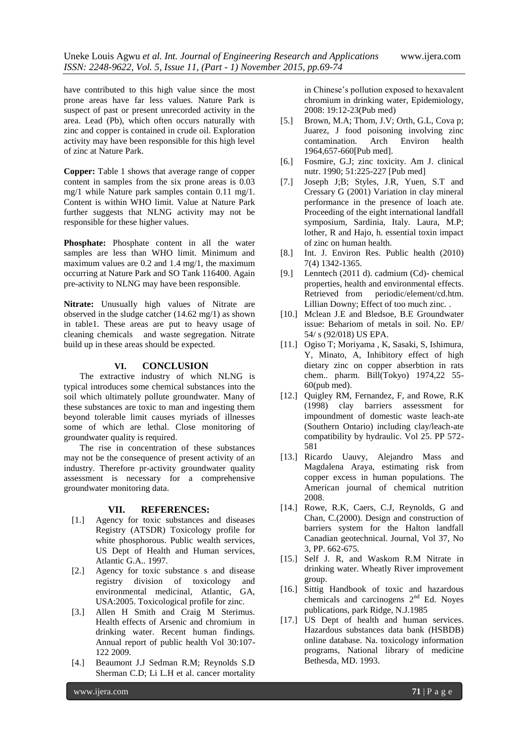have contributed to this high value since the most prone areas have far less values. Nature Park is suspect of past or present unrecorded activity in the area. Lead (Pb), which often occurs naturally with zinc and copper is contained in crude oil. Exploration activity may have been responsible for this high level of zinc at Nature Park.

**Copper:** Table 1 shows that average range of copper content in samples from the six prone areas is 0.03 mg/1 while Nature park samples contain 0.11 mg/1. Content is within WHO limit. Value at Nature Park further suggests that NLNG activity may not be responsible for these higher values.

**Phosphate:** Phosphate content in all the water samples are less than WHO limit. Minimum and maximum values are 0.2 and 1.4 mg/1, the maximum occurring at Nature Park and SO Tank 116400. Again pre-activity to NLNG may have been responsible.

**Nitrate:** Unusually high values of Nitrate are observed in the sludge catcher (14.62 mg/1) as shown in table1. These areas are put to heavy usage of cleaning chemicals and waste segregation. Nitrate build up in these areas should be expected.

## VI. CONCLUSION

The extractive industry of which NLNG is typical introduces some chemical substances into the soil which ultimately pollute groundwater. Many of these substances are toxic to man and ingesting them beyond tolerable limit causes myriads of illnesses some of which are lethal. Close monitoring of groundwater quality is required.

The rise in concentration of these substances may not be the consequence of present activity of an industry. Therefore pr-activity groundwater quality assessment is necessary for a comprehensive groundwater monitoring data.

## VII. REFERENCES:

[1.] Agency for toxic substances and diseases Registry (ATSDR) Toxicology profile for white phosphorous. Public wealth services, US Dept of Health and Human services, Atlantic G.A.. 1997.

[2.] Agency for toxic substance s and disease registry division of toxicology and environmental medicinal, Atlantic, GA, USA:2005. Toxicological profile for zinc.

[3.] Allen H Smith and Craig M Sterimus. Health effects of Arsenic and chromium in drinking water. Recent human findings. Annual report of public health Vol 30:107-122 2009.

[4.] Beaumont J.J Sedman R.M; Reynolds S.D Sherman C.D; Li L.H et al. cancer mortality in Chinese's pollution exposed to hexavalent chromium in drinking water, Epidemiology, 2008: 19:12-23(Pub med)

[5.] Brown, M.A; Thom, J.V; Orth, G.L, Cova p; Juarez, J food poisoning involving zinc contamination. Arch Environ health 1964,657-660[Pub med].

[6.] Fosmire, G.J; zinc toxicity. Am J. clinical nutr. 1990; 51:225-227 [Pub med]

[7.] Joseph J;B; Styles, J.R, Yuen, S.T and Cressary G (2001) Variation in clay mineral performance in the presence of loach ate. Proceeding of the eight international landfall symposium, Sardinia, Italy. Laura, M.P; lother, R and Hajo, h. essential toxin impact of zinc on human health.

[8.] Int. J. Environ Res. Public health (2010) 7(4) 1342-1365.

[9.] Lenntech (2011 d). cadmium (Cd)- chemical properties, health and environmental effects. Retrieved from periodic/element/cd.htm. Lillian Downy; Effect of too much zinc. .

[10.] Mclean J.E and Bledsoe, B.E Groundwater issue: Behariom of metals in soil. No. EP/ 54/ s (92/018) US EPA.

[11.] Ogiso T; Moriyama , K, Sasaki, S, Ishimura, Y, Minato, A, Inhibitory effect of high dietary zinc on copper abserbtion in rats chem.. pharm. Bill(Tokyo) 1974,22 55-60(pub med).

[12.] Quigley RM, Fernandez, F, and Rowe, R.K (1998) clay barriers assessment for impoundment of domestic waste leach-ate (Southern Ontario) including clay/leach-ate compatibility by hydraulic. Vol 25. PP 572-581

[13.] Ricardo Uauvy, Alejandro Mass and Magdalena Araya, estimating risk from copper excess in human populations. The American journal of chemical nutrition 2008.

[14.] Rowe, R.K, Caers, C.J, Reynolds, G and Chan, C.(2000). Design and construction of barriers system for the Halton landfall Canadian geotechnical. Journal, Vol 37, No 3, PP. 662-675.

[15.] Self J. R, and Waskom R.M Nitrate in drinking water. Wheatly River improvement group.

[16.] Sittig Handbook of toxic and hazardous chemicals and carcinogens 2nd Ed. Noyes publications, park Ridge, N.J.1985

[17.] US Dept of health and human services. Hazardous substances data bank (HSBDB) online database. Na. toxicology information programs, National library of medicine Bethesda, MD. 1993.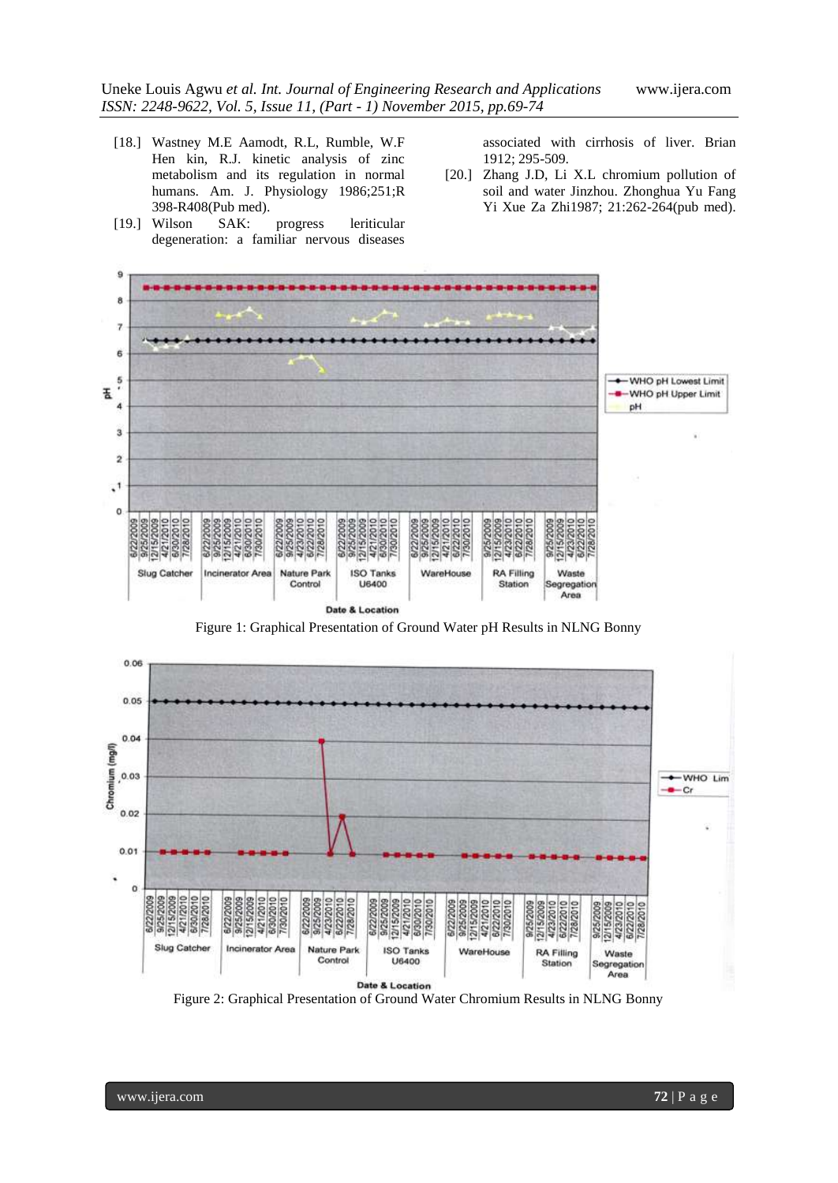[18.] Wastney M.E Aamodt, R.L, Rumble, W.F Hen kin, R.J. kinetic analysis of zinc metabolism and its regulation in normal humans. Am. J. Physiology 1986;251;R 398-R408(Pub med).

[19.] Wilson SAK: progress leriticular degeneration: a familiar nervous diseases associated with cirrhosis of liver. Brian 1912; 295-509.

[20.] Zhang J.D, Li X.L chromium pollution of soil and water Jinzhou. Zhonghua Yu Fang Yi Xue Za Zhi1987; 21:262-264(pub med).

pH
9
8
7
6
5
4
3
2
1
0

6/22/2009 9/25/2009 12/15/2009 4/21/2010 6/30/2010 7/28/2010
Slug Catcher
6/22/2009 9/25/2009 12/15/2009 4/21/2010 6/30/2010 7/30/2010
Incinerator Area
6/22/2009 9/25/2009 4/23/2010 6/22/2010 7/28/2010
Nature Park Control
6/22/2009 9/25/2009 12/15/2009 4/21/2010 6/30/2010 7/30/2010
ISO Tanks U6400
6/22/2009 9/25/2009 12/15/2009 4/21/2010 7/30/2010
WareHouse
9/25/2009 12/15/2009 4/23/2010 6/22/2010 7/28/2010
RA Filling Station
9/25/2009 12/15/2009 4/23/2010 6/22/2010 7/28/2010
Waste Segregation Area

Date & Location

WHO pH Lowest Limit
WHO pH Upper Limit
pH

Figure 1: Graphical Presentation of Ground Water pH Results in NLNG Bonny

Chromium (mg/l)
0.06
0.05
0.04
0.03
0.02
0.01
0

6/22/2009 9/25/2009 12/15/2009 4/21/2010 6/30/2010 7/28/2010
Slug Catcher
6/22/2009 9/25/2009 12/15/2009 4/21/2010 6/30/2010 7/30/2010
Incinerator Area
6/22/2009 9/25/2009 4/23/2010 6/22/2010 7/28/2010
Nature Park Control
6/22/2009 9/25/2009 12/15/2009 4/21/2010 6/30/2010 7/30/2010
ISO Tanks U6400
6/22/2009 9/25/2009 12/15/2009 4/21/2010 6/22/2010 7/30/2010
WareHouse
9/25/2009 12/15/2009 4/23/2010 6/22/2010 7/28/2010
RA Filling Station
9/25/2009 12/15/2009 4/23/2010 6/22/2010 7/28/2010
Waste Segregation Area

Date & Location

WHO Lim
Cr

Figure 2: Graphical Presentation of Ground Water Chromium Results in NLNG Bonny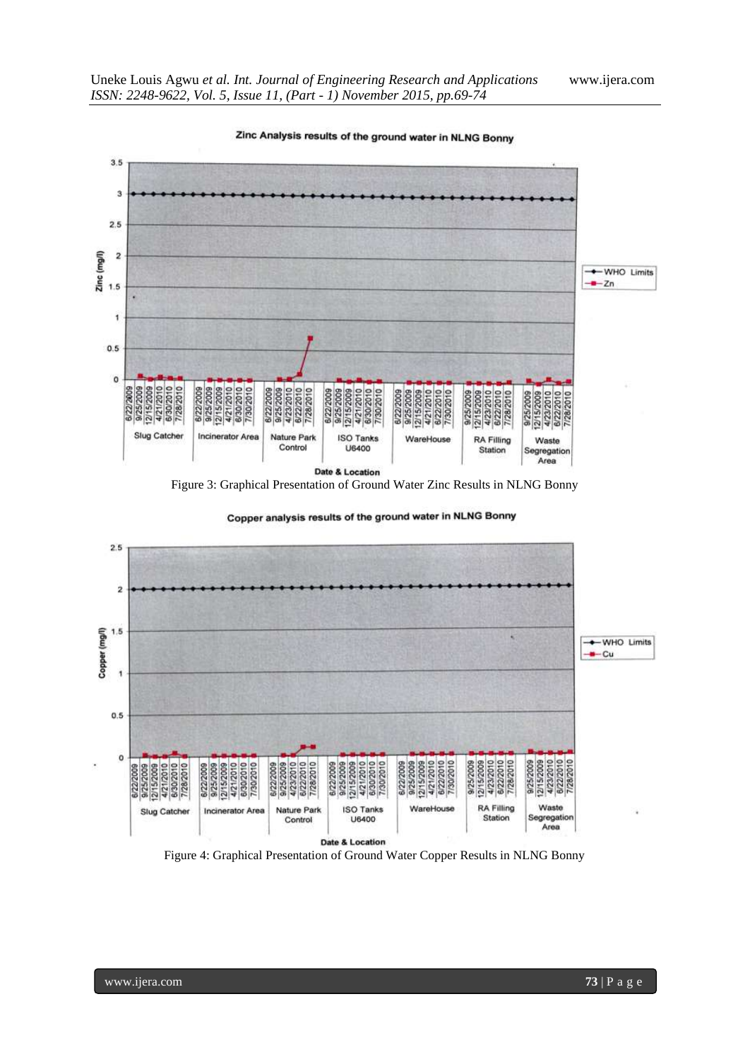Zinc Analysis results of the ground water in NLNG Bonny

Zinc (mg/l)

3.5
3
2.5
2
1.5
1
0.5
0

WHO Limits
Zn

6/22/2009 9/25/2009 12/15/2009 4/21/2010 6/30/2010 7/28/2010
Slug Catcher

6/22/2009 9/25/2009 12/15/2009 4/21/2010 6/30/2010 7/30/2010
Incinerator Area

6/22/2009 9/25/2009 4/23/2010 6/22/2010 7/28/2010
Nature Park Control

6/22/2009 9/25/2009 12/15/2009 4/21/2010 6/30/2010 7/30/2010
ISO Tanks U6400

6/22/2009 9/25/2009 12/15/2009 4/21/2010 6/22/2010 7/30/2010
WareHouse

9/25/2009 12/15/2009 4/23/2010 6/22/2010 7/28/2010
RA Filling Station

9/25/2009 12/15/2009 4/23/2010 6/22/2010 7/28/2010
Waste Segregation Area

Date & Location

Figure 3: Graphical Presentation of Ground Water Zinc Results in NLNG Bonny

Copper analysis results of the ground water in NLNG Bonny

Copper (mg/l)

2.5
2
1.5
1
0.5
0

WHO Limits
Cu

6/22/2009 9/25/2009 12/15/2009 4/21/2010 6/30/2010 7/28/2010
Slug Catcher

6/22/2009 9/25/2009 12/15/2009 4/21/2010 6/30/2010 7/30/2010
Incinerator Area

6/22/2009 9/25/2009 4/23/2010 6/22/2010 7/28/2010
Nature Park Control

6/22/2009 9/25/2009 12/15/2009 4/21/2010 6/30/2010 7/30/2010
ISO Tanks U6400

6/22/2009 9/25/2009 12/15/2009 4/21/2010 6/22/2010 7/30/2010
WareHouse

9/25/2009 12/15/2009 4/23/2010 6/22/2010 7/28/2010
RA Filling Station

9/25/2009 12/15/2009 4/23/2010 6/22/2010 7/28/2010
Waste Segregation Area

Date & Location

Figure 4: Graphical Presentation of Ground Water Copper Results in NLNG Bonny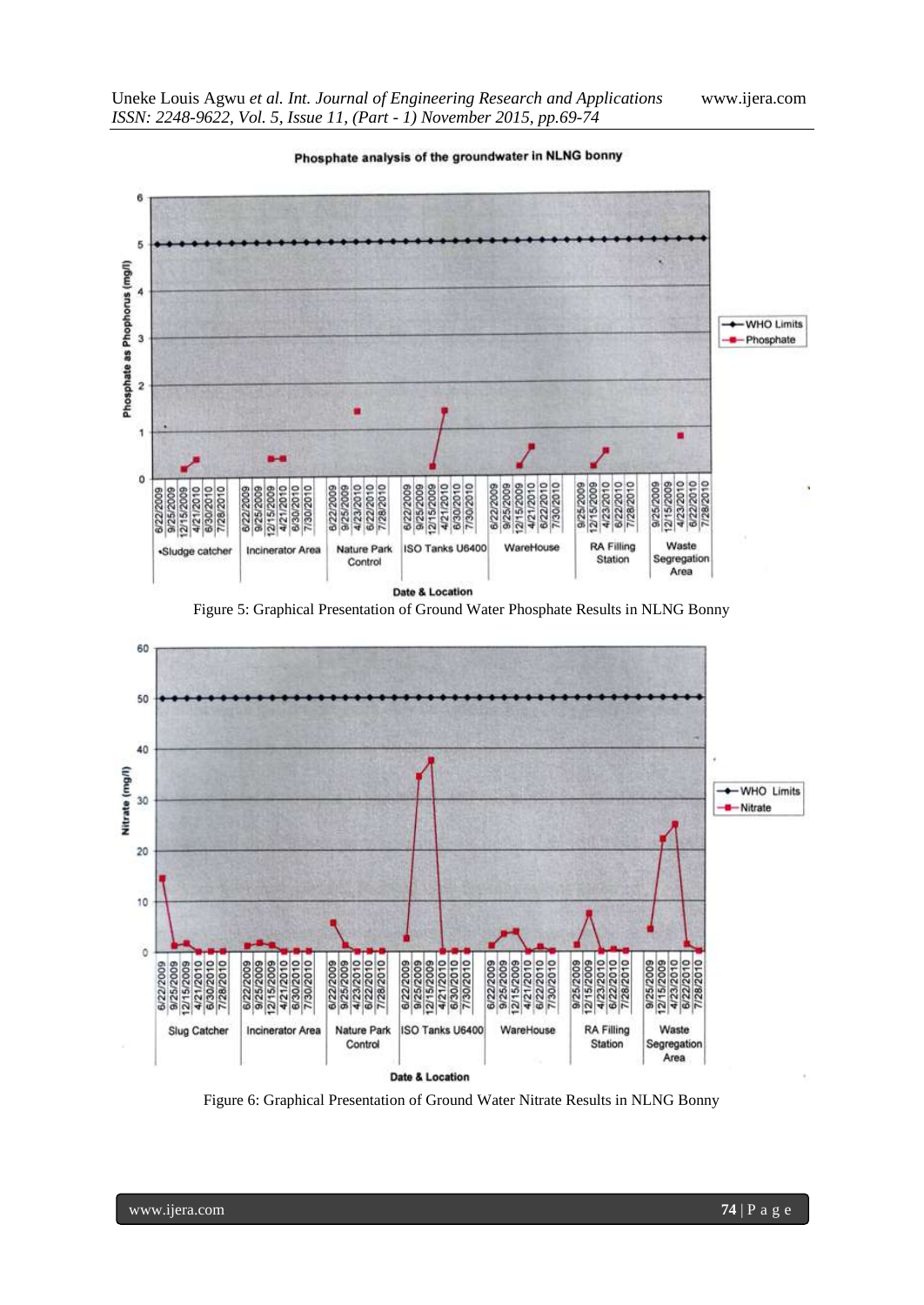Phosphate analysis of the groundwater in NLNG bonny

Phosphate as Phophorus (mg/l)

0
1
2
3
4
5
6

WHO Limits
Phosphate

6/22/2009
9/25/2009
12/15/2009
4/21/2010
6/30/2010
7/28/2010

Sludge catcher

6/22/2009
9/25/2009
12/15/2009
4/21/2010
6/30/2010
7/30/2010

Incinerator Area

6/22/2009
9/25/2009
4/23/2010
6/22/2010
7/28/2010

Nature Park Control

6/22/2009
9/25/2009
12/15/2009
4/21/2010
6/30/2010
7/30/2010

ISO Tanks U6400

6/22/2009
9/25/2009
12/15/2009
4/21/2010
6/22/2010
7/30/2010

WareHouse

9/25/2009
12/15/2009
4/23/2010
6/22/2010
7/28/2010

RA Filling Station

9/25/2009
12/15/2009
4/23/2010
6/22/2010
7/28/2010

Waste Segregation Area

Date & Location

Figure 5: Graphical Presentation of Ground Water Phosphate Results in NLNG Bonny

Nitrate (mg/l)

0
10
20
30
40
50
60

WHO Limits
Nitrate

6/22/2009
9/25/2009
12/15/2009
4/21/2010
6/30/2010
7/28/2010

Slug Catcher

6/22/2009
9/25/2009
12/15/2009
4/21/2010
6/30/2010
7/30/2010

Incinerator Area

6/22/2009
9/25/2009
4/23/2010
6/22/2010
7/28/2010

Nature Park Control

6/22/2009
9/25/2009
12/15/2009
4/21/2010
6/30/2010
7/30/2010

ISO Tanks U6400

6/22/2009
9/25/2009
12/15/2009
4/21/2010
6/22/2010
7/30/2010

WareHouse

9/25/2009
12/15/2009
4/23/2010
6/22/2010
7/28/2010

RA Filling Station

9/25/2009
12/15/2009
4/23/2010
6/22/2010
7/28/2010

Waste Segregation Area

Date & Location

Figure 6: Graphical Presentation of Ground Water Nitrate Results in NLNG Bonny